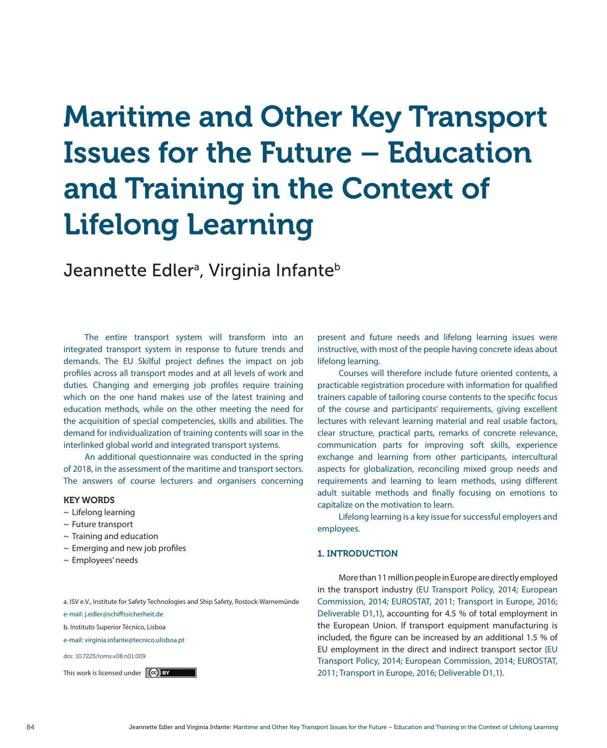# Maritime and Other Key Transport Issues for the Future – Education and Training in the Context of Lifelong Learning

Jeannette Edler[a], Virginia Infante[b]

The entire transport system will transform into an integrated transport system in response to future trends and demands. The EU Skilful project defines the impact on job profiles across all transport modes and at all levels of work and duties. Changing and emerging job profiles require training which on the one hand makes use of the latest training and education methods, while on the other meeting the need for the acquisition of special competencies, skills and abilities. The demand for individualization of training contents will soar in the interlinked global world and integrated transport systems.

An additional questionnaire was conducted in the spring of 2018, in the assessment of the maritime and transport sectors. The answers of course lecturers and organisers concerning present and future needs and lifelong learning issues were instructive, with most of the people having concrete ideas about lifelong learning.

Courses will therefore include future oriented contents, a practicable registration procedure with information for qualified trainers capable of tailoring course contents to the specific focus of the course and participants' requirements, giving excellent lectures with relevant learning material and real usable factors, clear structure, practical parts, remarks of concrete relevance, communication parts for improving soft skills, experience exchange and learning from other participants, intercultural aspects for globalization, reconciling mixed group needs and requirements and learning to learn methods, using different adult suitable methods and finally focusing on emotions to capitalize on the motivation to learn.

Lifelong learning is a key issue for successful employers and employees.

**KEY WORDS**

~ Lifelong learning
~ Future transport
~ Training and education
~ Emerging and new job profiles
~ Employees' needs

a. ISV e.V., Institute for Safety Technologies and Ship Safety, Rostock-Warnemünde
e-mail: j.edler@schiffssicherheit.de

b. Instituto Superior Técnico, Lisboa
e-mail: virginia.infante@tecnico.ulisboa.pt

doi: 10.7225/toms.v08.n01.009

This work is licensed under CC BY

## 1. INTRODUCTION

More than 11 million people in Europe are directly employed in the transport industry (EU Transport Policy, 2014; European Commission, 2014; EUROSTAT, 2011; Transport in Europe, 2016; Deliverable D1,1), accounting for 4.5 % of total employment in the European Union. If transport equipment manufacturing is included, the figure can be increased by an additional 1.5 % of EU employment in the direct and indirect transport sector (EU Transport Policy, 2014; European Commission, 2014; EUROSTAT, 2011; Transport in Europe, 2016; Deliverable D1,1).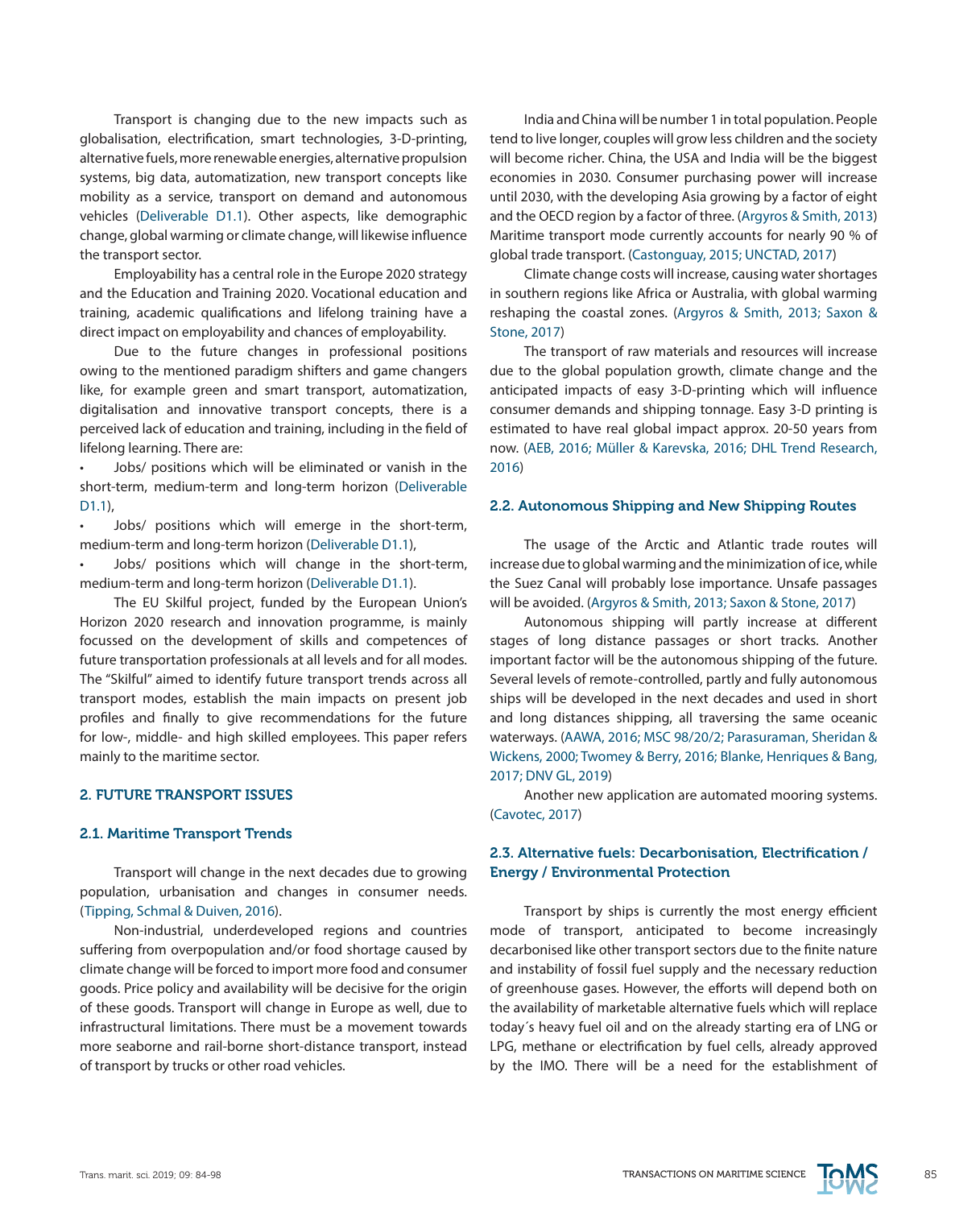Transport is changing due to the new impacts such as globalisation, electrification, smart technologies, 3-D-printing, alternative fuels, more renewable energies, alternative propulsion systems, big data, automatization, new transport concepts like mobility as a service, transport on demand and autonomous vehicles (Deliverable D1.1). Other aspects, like demographic change, global warming or climate change, will likewise influence the transport sector.

Employability has a central role in the Europe 2020 strategy and the Education and Training 2020. Vocational education and training, academic qualifications and lifelong training have a direct impact on employability and chances of employability.

Due to the future changes in professional positions owing to the mentioned paradigm shifters and game changers like, for example green and smart transport, automatization, digitalisation and innovative transport concepts, there is a perceived lack of education and training, including in the field of lifelong learning. There are:

- Jobs/ positions which will be eliminated or vanish in the short-term, medium-term and long-term horizon (Deliverable D1.1),
- Jobs/ positions which will emerge in the short-term, medium-term and long-term horizon (Deliverable D1.1),
- Jobs/ positions which will change in the short-term, medium-term and long-term horizon (Deliverable D1.1).

The EU Skilful project, funded by the European Union's Horizon 2020 research and innovation programme, is mainly focussed on the development of skills and competences of future transportation professionals at all levels and for all modes. The "Skilful" aimed to identify future transport trends across all transport modes, establish the main impacts on present job profiles and finally to give recommendations for the future for low-, middle- and high skilled employees. This paper refers mainly to the maritime sector.

## 2. FUTURE TRANSPORT ISSUES

### 2.1. Maritime Transport Trends

Transport will change in the next decades due to growing population, urbanisation and changes in consumer needs. (Tipping, Schmal & Duiven, 2016).

Non-industrial, underdeveloped regions and countries suffering from overpopulation and/or food shortage caused by climate change will be forced to import more food and consumer goods. Price policy and availability will be decisive for the origin of these goods. Transport will change in Europe as well, due to infrastructural limitations. There must be a movement towards more seaborne and rail-borne short-distance transport, instead of transport by trucks or other road vehicles.

India and China will be number 1 in total population. People tend to live longer, couples will grow less children and the society will become richer. China, the USA and India will be the biggest economies in 2030. Consumer purchasing power will increase until 2030, with the developing Asia growing by a factor of eight and the OECD region by a factor of three. (Argyros & Smith, 2013) Maritime transport mode currently accounts for nearly 90 % of global trade transport. (Castonguay, 2015; UNCTAD, 2017)

Climate change costs will increase, causing water shortages in southern regions like Africa or Australia, with global warming reshaping the coastal zones. (Argyros & Smith, 2013; Saxon & Stone, 2017)

The transport of raw materials and resources will increase due to the global population growth, climate change and the anticipated impacts of easy 3-D-printing which will influence consumer demands and shipping tonnage. Easy 3-D printing is estimated to have real global impact approx. 20-50 years from now. (AEB, 2016; Müller & Karevska, 2016; DHL Trend Research, 2016)

### 2.2. Autonomous Shipping and New Shipping Routes

The usage of the Arctic and Atlantic trade routes will increase due to global warming and the minimization of ice, while the Suez Canal will probably lose importance. Unsafe passages will be avoided. (Argyros & Smith, 2013; Saxon & Stone, 2017)

Autonomous shipping will partly increase at different stages of long distance passages or short tracks. Another important factor will be the autonomous shipping of the future. Several levels of remote-controlled, partly and fully autonomous ships will be developed in the next decades and used in short and long distances shipping, all traversing the same oceanic waterways. (AAWA, 2016; MSC 98/20/2; Parasuraman, Sheridan & Wickens, 2000; Twomey & Berry, 2016; Blanke, Henriques & Bang, 2017; DNV GL, 2019)

Another new application are automated mooring systems. (Cavotec, 2017)

### 2.3. Alternative fuels: Decarbonisation, Electrification / Energy / Environmental Protection

Transport by ships is currently the most energy efficient mode of transport, anticipated to become increasingly decarbonised like other transport sectors due to the finite nature and instability of fossil fuel supply and the necessary reduction of greenhouse gases. However, the efforts will depend both on the availability of marketable alternative fuels which will replace today´s heavy fuel oil and on the already starting era of LNG or LPG, methane or electrification by fuel cells, already approved by the IMO. There will be a need for the establishment of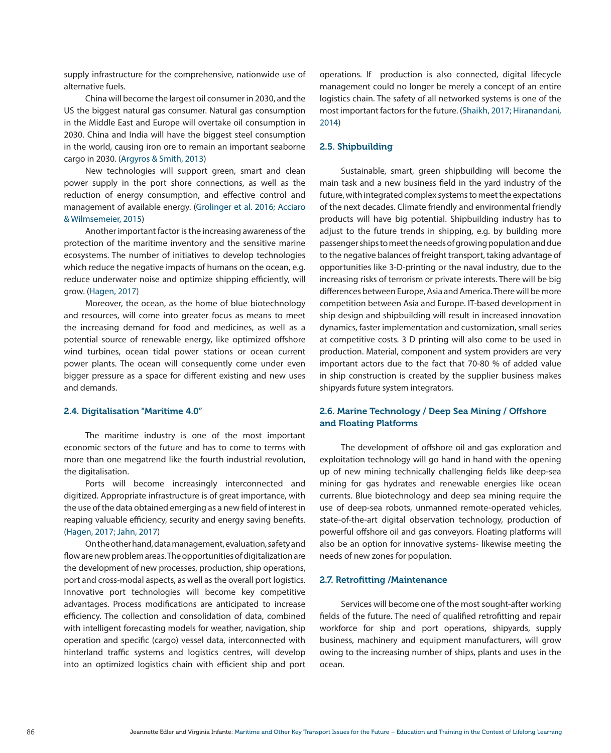supply infrastructure for the comprehensive, nationwide use of alternative fuels.

China will become the largest oil consumer in 2030, and the US the biggest natural gas consumer. Natural gas consumption in the Middle East and Europe will overtake oil consumption in 2030. China and India will have the biggest steel consumption in the world, causing iron ore to remain an important seaborne cargo in 2030. (Argyros & Smith, 2013)

New technologies will support green, smart and clean power supply in the port shore connections, as well as the reduction of energy consumption, and effective control and management of available energy. (Grolinger et al. 2016; Acciaro & Wilmsemeier, 2015)

Another important factor is the increasing awareness of the protection of the maritime inventory and the sensitive marine ecosystems. The number of initiatives to develop technologies which reduce the negative impacts of humans on the ocean, e.g. reduce underwater noise and optimize shipping efficiently, will grow. (Hagen, 2017)

Moreover, the ocean, as the home of blue biotechnology and resources, will come into greater focus as means to meet the increasing demand for food and medicines, as well as a potential source of renewable energy, like optimized offshore wind turbines, ocean tidal power stations or ocean current power plants. The ocean will consequently come under even bigger pressure as a space for different existing and new uses and demands.

### 2.4. Digitalisation "Maritime 4.0"

The maritime industry is one of the most important economic sectors of the future and has to come to terms with more than one megatrend like the fourth industrial revolution, the digitalisation.

Ports will become increasingly interconnected and digitized. Appropriate infrastructure is of great importance, with the use of the data obtained emerging as a new field of interest in reaping valuable efficiency, security and energy saving benefits. (Hagen, 2017; Jahn, 2017)

On the other hand, data management, evaluation, safety and flow are new problem areas. The opportunities of digitalization are the development of new processes, production, ship operations, port and cross-modal aspects, as well as the overall port logistics. Innovative port technologies will become key competitive advantages. Process modifications are anticipated to increase efficiency. The collection and consolidation of data, combined with intelligent forecasting models for weather, navigation, ship operation and specific (cargo) vessel data, interconnected with hinterland traffic systems and logistics centres, will develop into an optimized logistics chain with efficient ship and port operations. If production is also connected, digital lifecycle management could no longer be merely a concept of an entire logistics chain. The safety of all networked systems is one of the most important factors for the future. (Shaikh, 2017; Hiranandani, 2014)

### 2.5. Shipbuilding

Sustainable, smart, green shipbuilding will become the main task and a new business field in the yard industry of the future, with integrated complex systems to meet the expectations of the next decades. Climate friendly and environmental friendly products will have big potential. Shipbuilding industry has to adjust to the future trends in shipping, e.g. by building more passenger ships to meet the needs of growing population and due to the negative balances of freight transport, taking advantage of opportunities like 3-D-printing or the naval industry, due to the increasing risks of terrorism or private interests. There will be big differences between Europe, Asia and America. There will be more competition between Asia and Europe. IT-based development in ship design and shipbuilding will result in increased innovation dynamics, faster implementation and customization, small series at competitive costs. 3 D printing will also come to be used in production. Material, component and system providers are very important actors due to the fact that 70-80 % of added value in ship construction is created by the supplier business makes shipyards future system integrators.

### 2.6. Marine Technology / Deep Sea Mining / Offshore and Floating Platforms

The development of offshore oil and gas exploration and exploitation technology will go hand in hand with the opening up of new mining technically challenging fields like deep-sea mining for gas hydrates and renewable energies like ocean currents. Blue biotechnology and deep sea mining require the use of deep-sea robots, unmanned remote-operated vehicles, state-of-the-art digital observation technology, production of powerful offshore oil and gas conveyors. Floating platforms will also be an option for innovative systems- likewise meeting the needs of new zones for population.

### 2.7. Retrofitting /Maintenance

Services will become one of the most sought-after working fields of the future. The need of qualified retrofitting and repair workforce for ship and port operations, shipyards, supply business, machinery and equipment manufacturers, will grow owing to the increasing number of ships, plants and uses in the ocean.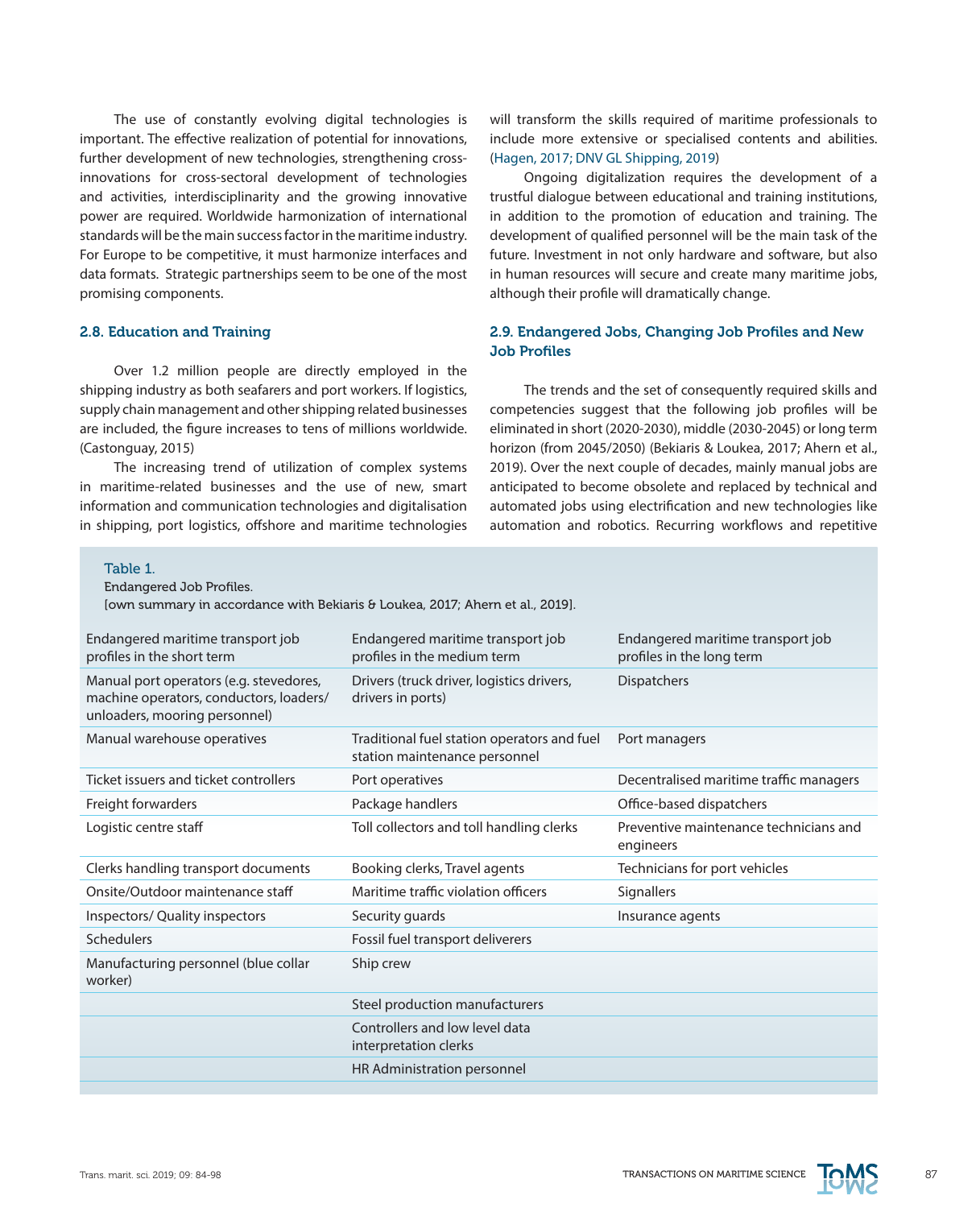The use of constantly evolving digital technologies is important. The effective realization of potential for innovations, further development of new technologies, strengthening cross-innovations for cross-sectoral development of technologies and activities, interdisciplinarity and the growing innovative power are required. Worldwide harmonization of international standards will be the main success factor in the maritime industry. For Europe to be competitive, it must harmonize interfaces and data formats. Strategic partnerships seem to be one of the most promising components.

### 2.8. Education and Training

Over 1.2 million people are directly employed in the shipping industry as both seafarers and port workers. If logistics, supply chain management and other shipping related businesses are included, the figure increases to tens of millions worldwide. (Castonguay, 2015)

The increasing trend of utilization of complex systems in maritime-related businesses and the use of new, smart information and communication technologies and digitalisation in shipping, port logistics, offshore and maritime technologies will transform the skills required of maritime professionals to include more extensive or specialised contents and abilities. (Hagen, 2017; DNV GL Shipping, 2019)

Ongoing digitalization requires the development of a trustful dialogue between educational and training institutions, in addition to the promotion of education and training. The development of qualified personnel will be the main task of the future. Investment in not only hardware and software, but also in human resources will secure and create many maritime jobs, although their profile will dramatically change.

### 2.9. Endangered Jobs, Changing Job Profiles and New Job Profiles

The trends and the set of consequently required skills and competencies suggest that the following job profiles will be eliminated in short (2020-2030), middle (2030-2045) or long term horizon (from 2045/2050) (Bekiaris & Loukea, 2017; Ahern et al., 2019). Over the next couple of decades, mainly manual jobs are anticipated to become obsolete and replaced by technical and automated jobs using electrification and new technologies like automation and robotics. Recurring workflows and repetitive

Table 1.
Endangered Job Profiles.
[own summary in accordance with Bekiaris & Loukea, 2017; Ahern et al., 2019].

| Endangered maritime transport job profiles in the short term | Endangered maritime transport job profiles in the medium term | Endangered maritime transport job profiles in the long term |
|---|---|---|
| Manual port operators (e.g. stevedores, machine operators, conductors, loaders/ unloaders, mooring personnel) | Drivers (truck driver, logistics drivers, drivers in ports) | Dispatchers |
| Manual warehouse operatives | Traditional fuel station operators and fuel station maintenance personnel | Port managers |
| Ticket issuers and ticket controllers | Port operatives | Decentralised maritime traffic managers |
| Freight forwarders | Package handlers | Office-based dispatchers |
| Logistic centre staff | Toll collectors and toll handling clerks | Preventive maintenance technicians and engineers |
| Clerks handling transport documents | Booking clerks, Travel agents | Technicians for port vehicles |
| Onsite/Outdoor maintenance staff | Maritime traffic violation officers | Signallers |
| Inspectors/ Quality inspectors | Security guards | Insurance agents |
| Schedulers | Fossil fuel transport deliverers | |
| Manufacturing personnel (blue collar worker) | Ship crew | |
| | Steel production manufacturers | |
| | Controllers and low level data interpretation clerks | |
| | HR Administration personnel | |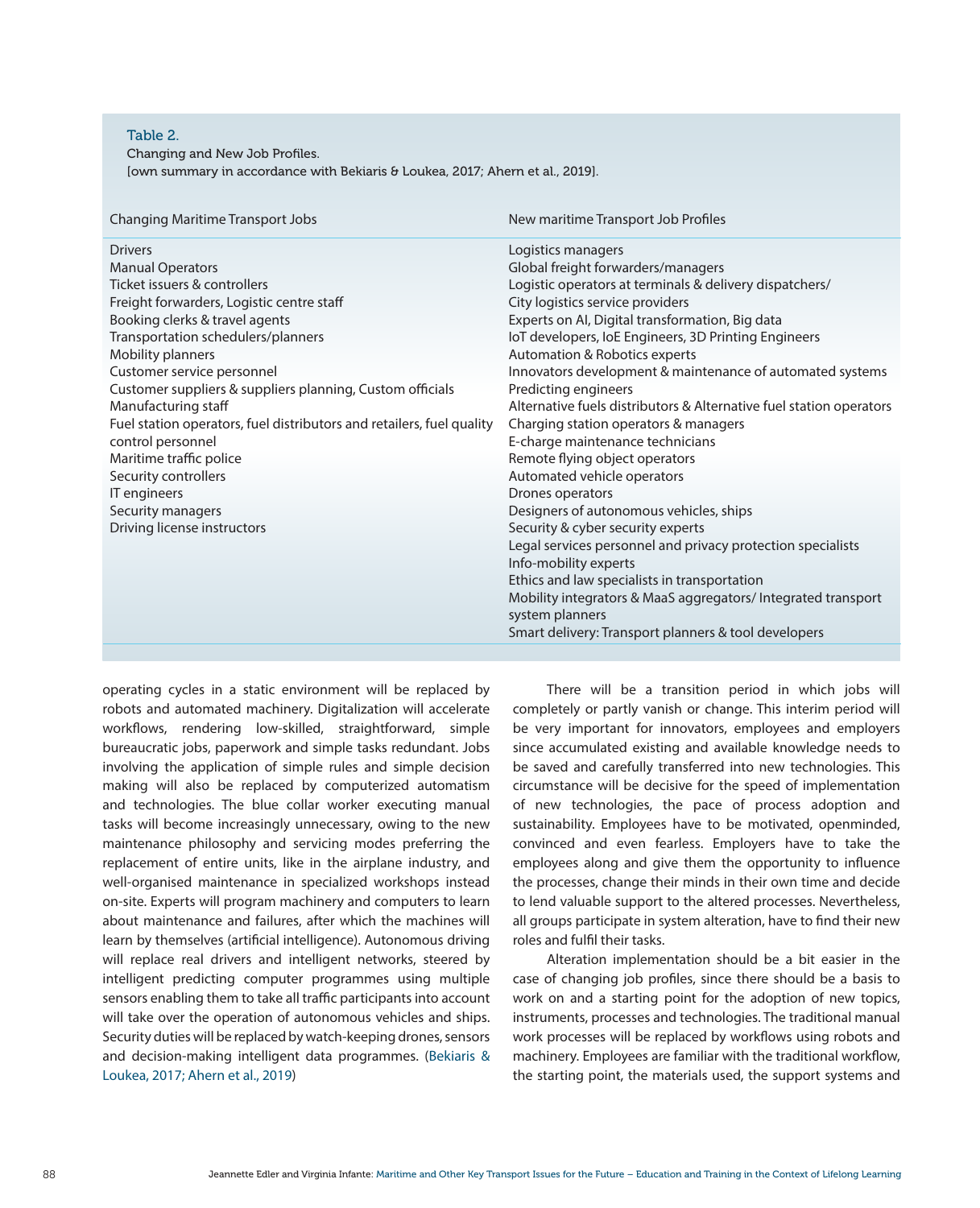Table 2.
Changing and New Job Profiles.
[own summary in accordance with Bekiaris & Loukea, 2017; Ahern et al., 2019].

| Changing Maritime Transport Jobs | New maritime Transport Job Profiles |
|---|---|
| Drivers | Logistics managers |
| Manual Operators | Global freight forwarders/managers |
| Ticket issuers & controllers | Logistic operators at terminals & delivery dispatchers/ |
| Freight forwarders, Logistic centre staff | City logistics service providers |
| Booking clerks & travel agents | Experts on AI, Digital transformation, Big data |
| Transportation schedulers/planners | IoT developers, IoE Engineers, 3D Printing Engineers |
| Mobility planners | Automation & Robotics experts |
| Customer service personnel | Innovators development & maintenance of automated systems |
| Customer suppliers & suppliers planning, Custom officials | Predicting engineers |
| Manufacturing staff | Alternative fuels distributors & Alternative fuel station operators |
| Fuel station operators, fuel distributors and retailers, fuel quality control personnel | Charging station operators & managers |
| | E-charge maintenance technicians |
| Maritime traffic police | Remote flying object operators |
| Security controllers | Automated vehicle operators |
| IT engineers | Drones operators |
| Security managers | Designers of autonomous vehicles, ships |
| Driving license instructors | Security & cyber security experts |
| | Legal services personnel and privacy protection specialists |
| | Info-mobility experts |
| | Ethics and law specialists in transportation |
| | Mobility integrators & MaaS aggregators/ Integrated transport system planners |
| | Smart delivery: Transport planners & tool developers |

operating cycles in a static environment will be replaced by robots and automated machinery. Digitalization will accelerate workflows, rendering low-skilled, straightforward, simple bureaucratic jobs, paperwork and simple tasks redundant. Jobs involving the application of simple rules and simple decision making will also be replaced by computerized automatism and technologies. The blue collar worker executing manual tasks will become increasingly unnecessary, owing to the new maintenance philosophy and servicing modes preferring the replacement of entire units, like in the airplane industry, and well-organised maintenance in specialized workshops instead on-site. Experts will program machinery and computers to learn about maintenance and failures, after which the machines will learn by themselves (artificial intelligence). Autonomous driving will replace real drivers and intelligent networks, steered by intelligent predicting computer programmes using multiple sensors enabling them to take all traffic participants into account will take over the operation of autonomous vehicles and ships. Security duties will be replaced by watch-keeping drones, sensors and decision-making intelligent data programmes. (Bekiaris & Loukea, 2017; Ahern et al., 2019)

There will be a transition period in which jobs will completely or partly vanish or change. This interim period will be very important for innovators, employees and employers since accumulated existing and available knowledge needs to be saved and carefully transferred into new technologies. This circumstance will be decisive for the speed of implementation of new technologies, the pace of process adoption and sustainability. Employees have to be motivated, openminded, convinced and even fearless. Employers have to take the employees along and give them the opportunity to influence the processes, change their minds in their own time and decide to lend valuable support to the altered processes. Nevertheless, all groups participate in system alteration, have to find their new roles and fulfil their tasks.

Alteration implementation should be a bit easier in the case of changing job profiles, since there should be a basis to work on and a starting point for the adoption of new topics, instruments, processes and technologies. The traditional manual work processes will be replaced by workflows using robots and machinery. Employees are familiar with the traditional workflow, the starting point, the materials used, the support systems and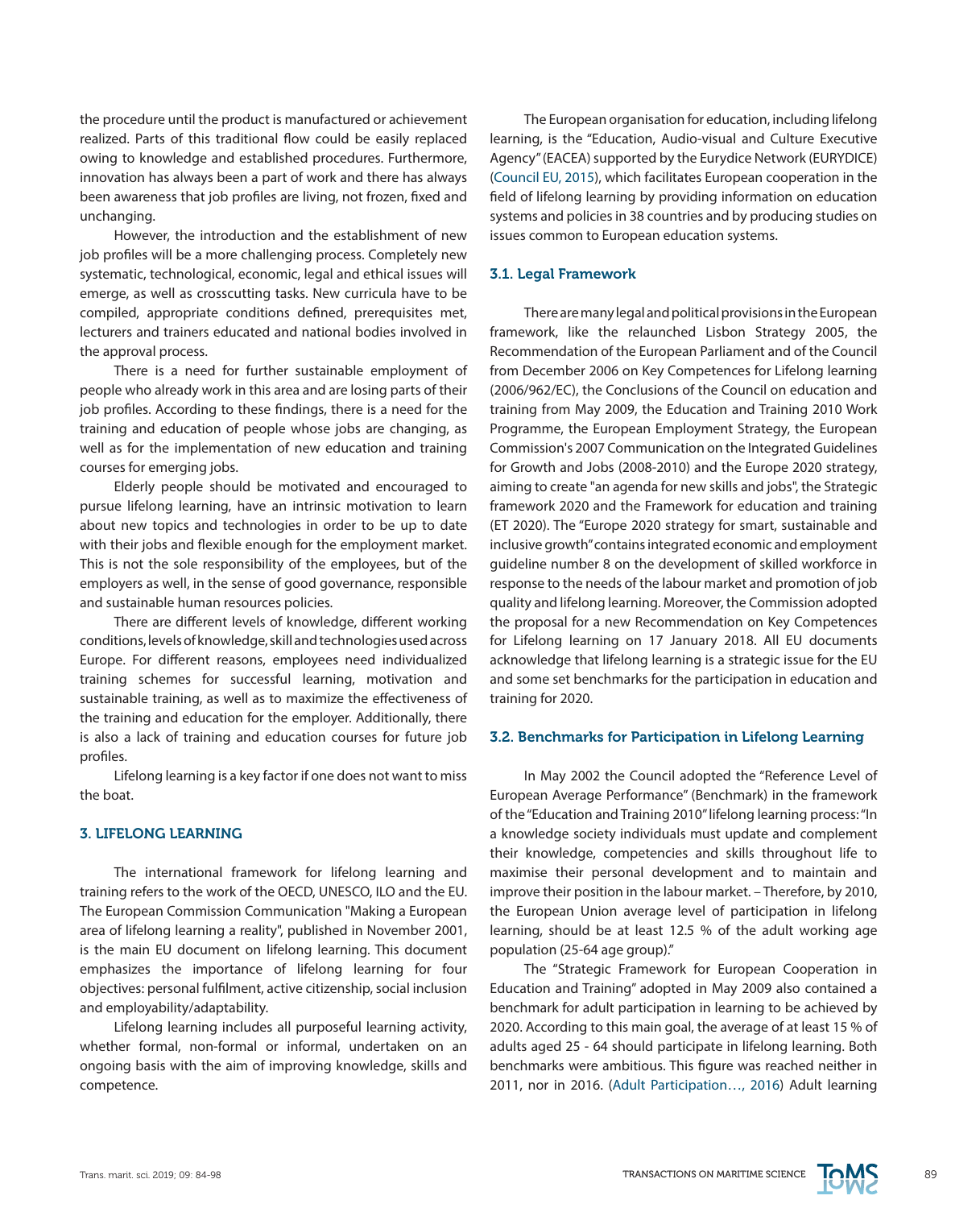the procedure until the product is manufactured or achievement realized. Parts of this traditional flow could be easily replaced owing to knowledge and established procedures. Furthermore, innovation has always been a part of work and there has always been awareness that job profiles are living, not frozen, fixed and unchanging.

However, the introduction and the establishment of new job profiles will be a more challenging process. Completely new systematic, technological, economic, legal and ethical issues will emerge, as well as crosscutting tasks. New curricula have to be compiled, appropriate conditions defined, prerequisites met, lecturers and trainers educated and national bodies involved in the approval process.

There is a need for further sustainable employment of people who already work in this area and are losing parts of their job profiles. According to these findings, there is a need for the training and education of people whose jobs are changing, as well as for the implementation of new education and training courses for emerging jobs.

Elderly people should be motivated and encouraged to pursue lifelong learning, have an intrinsic motivation to learn about new topics and technologies in order to be up to date with their jobs and flexible enough for the employment market. This is not the sole responsibility of the employees, but of the employers as well, in the sense of good governance, responsible and sustainable human resources policies.

There are different levels of knowledge, different working conditions, levels of knowledge, skill and technologies used across Europe. For different reasons, employees need individualized training schemes for successful learning, motivation and sustainable training, as well as to maximize the effectiveness of the training and education for the employer. Additionally, there is also a lack of training and education courses for future job profiles.

Lifelong learning is a key factor if one does not want to miss the boat.

## 3. LIFELONG LEARNING

The international framework for lifelong learning and training refers to the work of the OECD, UNESCO, ILO and the EU. The European Commission Communication "Making a European area of lifelong learning a reality", published in November 2001, is the main EU document on lifelong learning. This document emphasizes the importance of lifelong learning for four objectives: personal fulfilment, active citizenship, social inclusion and employability/adaptability.

Lifelong learning includes all purposeful learning activity, whether formal, non-formal or informal, undertaken on an ongoing basis with the aim of improving knowledge, skills and competence.

The European organisation for education, including lifelong learning, is the "Education, Audio-visual and Culture Executive Agency" (EACEA) supported by the Eurydice Network (EURYDICE) (Council EU, 2015), which facilitates European cooperation in the field of lifelong learning by providing information on education systems and policies in 38 countries and by producing studies on issues common to European education systems.

### 3.1. Legal Framework

There are many legal and political provisions in the European framework, like the relaunched Lisbon Strategy 2005, the Recommendation of the European Parliament and of the Council from December 2006 on Key Competences for Lifelong learning (2006/962/EC), the Conclusions of the Council on education and training from May 2009, the Education and Training 2010 Work Programme, the European Employment Strategy, the European Commission's 2007 Communication on the Integrated Guidelines for Growth and Jobs (2008-2010) and the Europe 2020 strategy, aiming to create "an agenda for new skills and jobs", the Strategic framework 2020 and the Framework for education and training (ET 2020). The "Europe 2020 strategy for smart, sustainable and inclusive growth" contains integrated economic and employment guideline number 8 on the development of skilled workforce in response to the needs of the labour market and promotion of job quality and lifelong learning. Moreover, the Commission adopted the proposal for a new Recommendation on Key Competences for Lifelong learning on 17 January 2018. All EU documents acknowledge that lifelong learning is a strategic issue for the EU and some set benchmarks for the participation in education and training for 2020.

### 3.2. Benchmarks for Participation in Lifelong Learning

In May 2002 the Council adopted the "Reference Level of European Average Performance" (Benchmark) in the framework of the "Education and Training 2010" lifelong learning process: "In a knowledge society individuals must update and complement their knowledge, competencies and skills throughout life to maximise their personal development and to maintain and improve their position in the labour market. – Therefore, by 2010, the European Union average level of participation in lifelong learning, should be at least 12.5 % of the adult working age population (25-64 age group)."

The "Strategic Framework for European Cooperation in Education and Training" adopted in May 2009 also contained a benchmark for adult participation in learning to be achieved by 2020. According to this main goal, the average of at least 15 % of adults aged 25 - 64 should participate in lifelong learning. Both benchmarks were ambitious. This figure was reached neither in 2011, nor in 2016. (Adult Participation…, 2016) Adult learning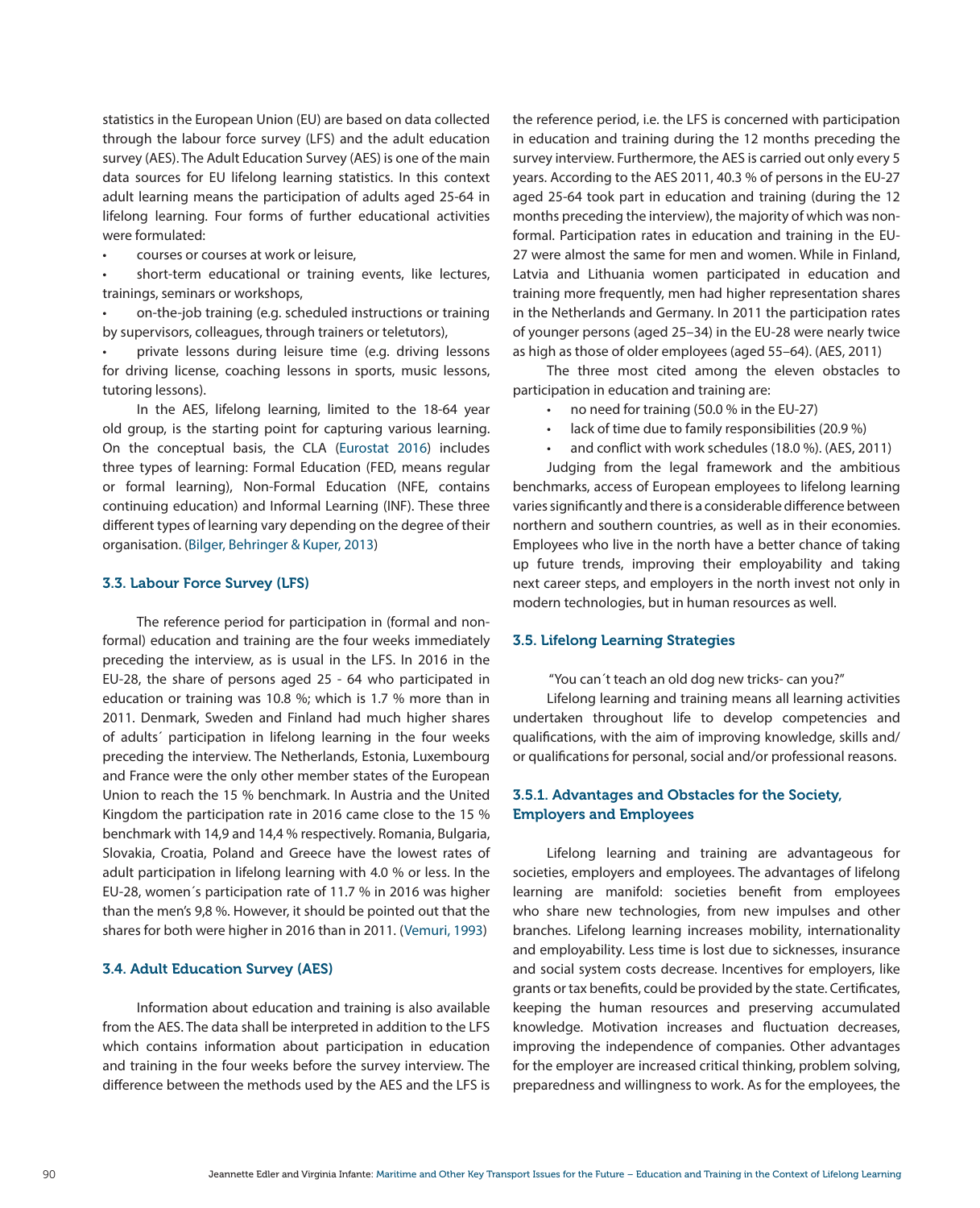statistics in the European Union (EU) are based on data collected through the labour force survey (LFS) and the adult education survey (AES). The Adult Education Survey (AES) is one of the main data sources for EU lifelong learning statistics. In this context adult learning means the participation of adults aged 25-64 in lifelong learning. Four forms of further educational activities were formulated:

- courses or courses at work or leisure,
- short-term educational or training events, like lectures, trainings, seminars or workshops,
- on-the-job training (e.g. scheduled instructions or training by supervisors, colleagues, through trainers or teletutors),
- private lessons during leisure time (e.g. driving lessons for driving license, coaching lessons in sports, music lessons, tutoring lessons).

In the AES, lifelong learning, limited to the 18-64 year old group, is the starting point for capturing various learning. On the conceptual basis, the CLA (Eurostat 2016) includes three types of learning: Formal Education (FED, means regular or formal learning), Non-Formal Education (NFE, contains continuing education) and Informal Learning (INF). These three different types of learning vary depending on the degree of their organisation. (Bilger, Behringer & Kuper, 2013)

### 3.3. Labour Force Survey (LFS)

The reference period for participation in (formal and non-formal) education and training are the four weeks immediately preceding the interview, as is usual in the LFS. In 2016 in the EU-28, the share of persons aged 25 - 64 who participated in education or training was 10.8 %; which is 1.7 % more than in 2011. Denmark, Sweden and Finland had much higher shares of adults´ participation in lifelong learning in the four weeks preceding the interview. The Netherlands, Estonia, Luxembourg and France were the only other member states of the European Union to reach the 15 % benchmark. In Austria and the United Kingdom the participation rate in 2016 came close to the 15 % benchmark with 14,9 and 14,4 % respectively. Romania, Bulgaria, Slovakia, Croatia, Poland and Greece have the lowest rates of adult participation in lifelong learning with 4.0 % or less. In the EU-28, women´s participation rate of 11.7 % in 2016 was higher than the men's 9,8 %. However, it should be pointed out that the shares for both were higher in 2016 than in 2011. (Vemuri, 1993)

### 3.4. Adult Education Survey (AES)

Information about education and training is also available from the AES. The data shall be interpreted in addition to the LFS which contains information about participation in education and training in the four weeks before the survey interview. The difference between the methods used by the AES and the LFS is the reference period, i.e. the LFS is concerned with participation in education and training during the 12 months preceding the survey interview. Furthermore, the AES is carried out only every 5 years. According to the AES 2011, 40.3 % of persons in the EU-27 aged 25-64 took part in education and training (during the 12 months preceding the interview), the majority of which was non-formal. Participation rates in education and training in the EU-27 were almost the same for men and women. While in Finland, Latvia and Lithuania women participated in education and training more frequently, men had higher representation shares in the Netherlands and Germany. In 2011 the participation rates of younger persons (aged 25–34) in the EU-28 were nearly twice as high as those of older employees (aged 55–64). (AES, 2011)

The three most cited among the eleven obstacles to participation in education and training are:

- no need for training (50.0 % in the EU-27)
- lack of time due to family responsibilities (20.9 %)
- and conflict with work schedules (18.0 %). (AES, 2011)

Judging from the legal framework and the ambitious benchmarks, access of European employees to lifelong learning varies significantly and there is a considerable difference between northern and southern countries, as well as in their economies. Employees who live in the north have a better chance of taking up future trends, improving their employability and taking next career steps, and employers in the north invest not only in modern technologies, but in human resources as well.

### 3.5. Lifelong Learning Strategies

"You can´t teach an old dog new tricks- can you?"

Lifelong learning and training means all learning activities undertaken throughout life to develop competencies and qualifications, with the aim of improving knowledge, skills and/or qualifications for personal, social and/or professional reasons.

#### 3.5.1. Advantages and Obstacles for the Society, Employers and Employees

Lifelong learning and training are advantageous for societies, employers and employees. The advantages of lifelong learning are manifold: societies benefit from employees who share new technologies, from new impulses and other branches. Lifelong learning increases mobility, internationality and employability. Less time is lost due to sicknesses, insurance and social system costs decrease. Incentives for employers, like grants or tax benefits, could be provided by the state. Certificates, keeping the human resources and preserving accumulated knowledge. Motivation increases and fluctuation decreases, improving the independence of companies. Other advantages for the employer are increased critical thinking, problem solving, preparedness and willingness to work. As for the employees, the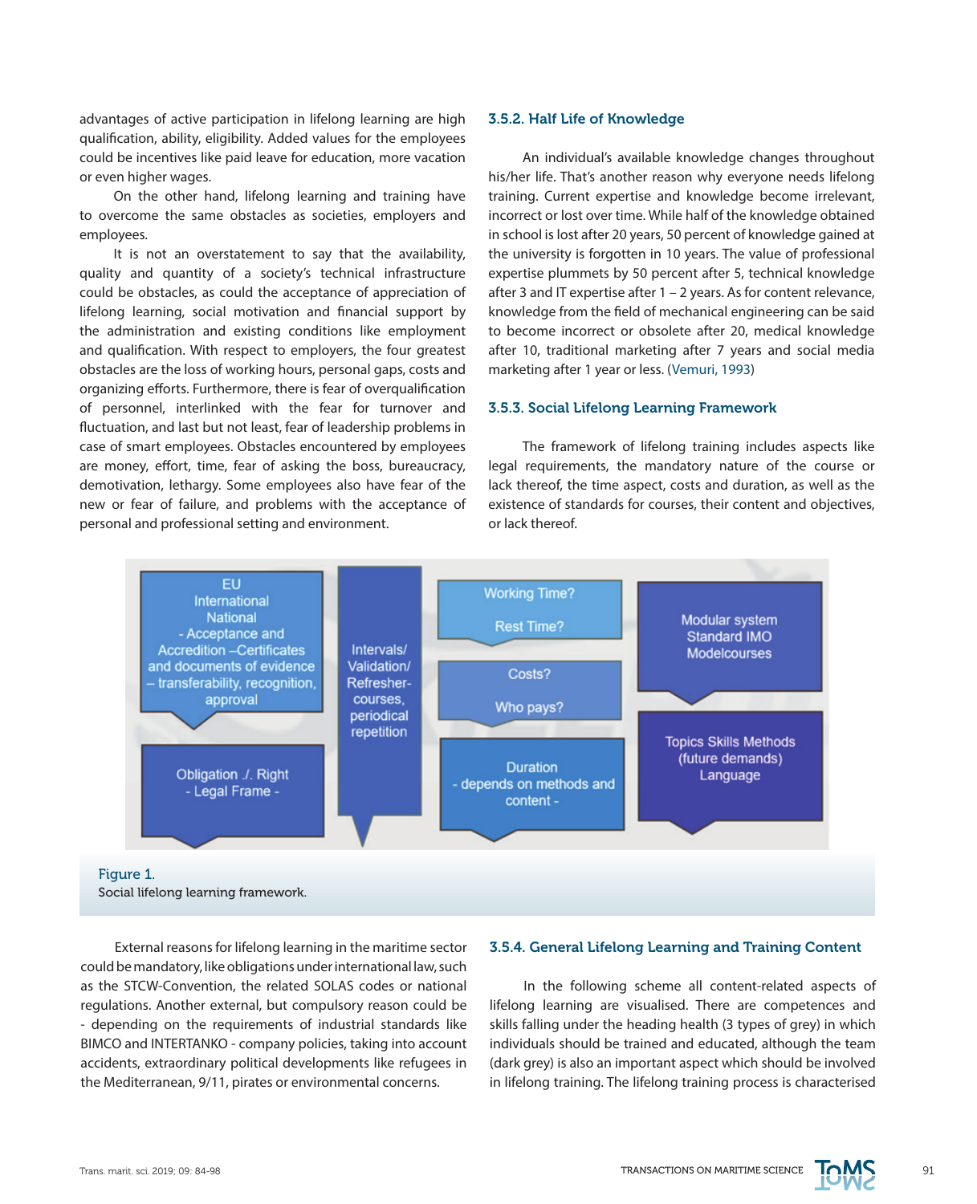advantages of active participation in lifelong learning are high qualification, ability, eligibility. Added values for the employees could be incentives like paid leave for education, more vacation or even higher wages.

On the other hand, lifelong learning and training have to overcome the same obstacles as societies, employers and employees.

It is not an overstatement to say that the availability, quality and quantity of a society's technical infrastructure could be obstacles, as could the acceptance of appreciation of lifelong learning, social motivation and financial support by the administration and existing conditions like employment and qualification. With respect to employers, the four greatest obstacles are the loss of working hours, personal gaps, costs and organizing efforts. Furthermore, there is fear of overqualification of personnel, interlinked with the fear for turnover and fluctuation, and last but not least, fear of leadership problems in case of smart employees. Obstacles encountered by employees are money, effort, time, fear of asking the boss, bureaucracy, demotivation, lethargy. Some employees also have fear of the new or fear of failure, and problems with the acceptance of personal and professional setting and environment.

### 3.5.2. Half Life of Knowledge

An individual's available knowledge changes throughout his/her life. That's another reason why everyone needs lifelong training. Current expertise and knowledge become irrelevant, incorrect or lost over time. While half of the knowledge obtained in school is lost after 20 years, 50 percent of knowledge gained at the university is forgotten in 10 years. The value of professional expertise plummets by 50 percent after 5, technical knowledge after 3 and IT expertise after 1 – 2 years. As for content relevance, knowledge from the field of mechanical engineering can be said to become incorrect or obsolete after 20, medical knowledge after 10, traditional marketing after 7 years and social media marketing after 1 year or less. (Vemuri, 1993)

### 3.5.3. Social Lifelong Learning Framework

The framework of lifelong training includes aspects like legal requirements, the mandatory nature of the course or lack thereof, the time aspect, costs and duration, as well as the existence of standards for courses, their content and objectives, or lack thereof.

EU International National - Acceptance and Accreditation –Certificates and documents of evidence – transferability, recognition, approval

Obligation ./. Right - Legal Frame -

Intervals/ Validation/ Refresher-courses, periodical repetition

Working Time? Rest Time?

Costs? Who pays?

Duration - depends on methods and content -

Modular system Standard IMO Modelcourses

Topics Skills Methods (future demands) Language

Figure 1.
Social lifelong learning framework.

External reasons for lifelong learning in the maritime sector could be mandatory, like obligations under international law, such as the STCW-Convention, the related SOLAS codes or national regulations. Another external, but compulsory reason could be - depending on the requirements of industrial standards like BIMCO and INTERTANKO - company policies, taking into account accidents, extraordinary political developments like refugees in the Mediterranean, 9/11, pirates or environmental concerns.

### 3.5.4. General Lifelong Learning and Training Content

In the following scheme all content-related aspects of lifelong learning are visualised. There are competences and skills falling under the heading health (3 types of grey) in which individuals should be trained and educated, although the team (dark grey) is also an important aspect which should be involved in lifelong training. The lifelong training process is characterised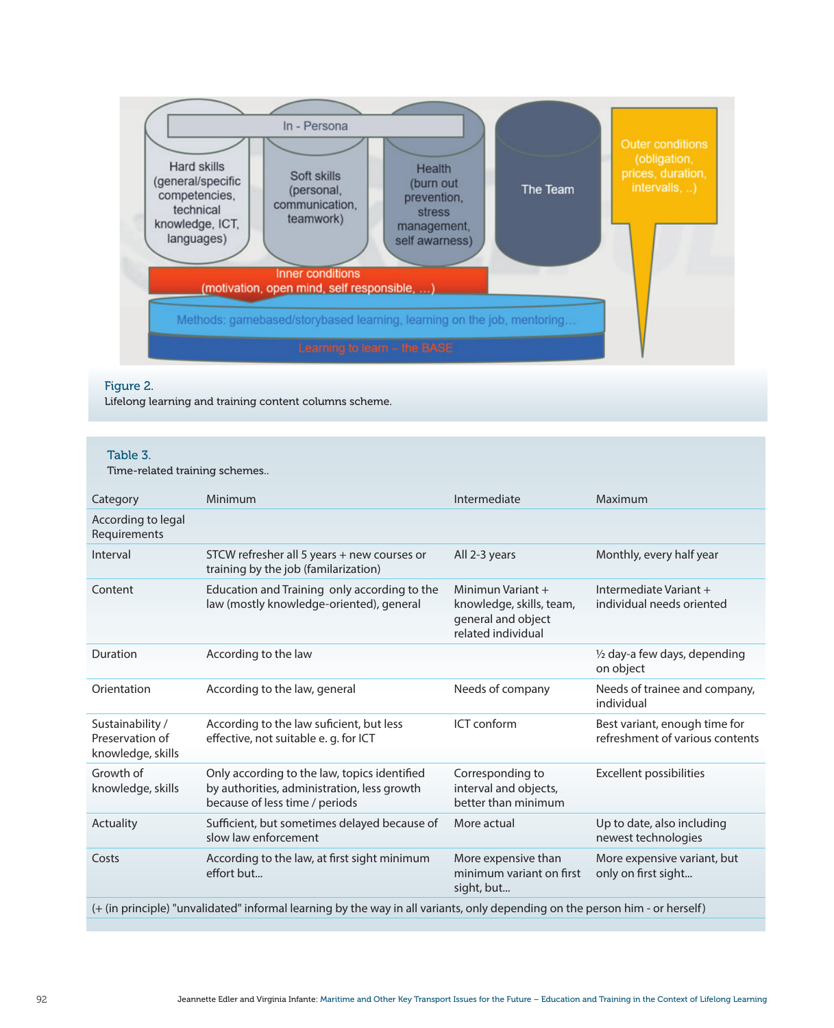Figure 2.
Lifelong learning and training content columns scheme.

Table 3.
Time-related training schemes..

| Category | Minimum | Intermediate | Maximum |
|---|---|---|---|
| According to legal Requirements | | | |
| Interval | STCW refresher all 5 years + new courses or training by the job (familarization) | All 2-3 years | Monthly, every half year |
| Content | Education and Training only according to the law (mostly knowledge-oriented), general | Minimun Variant + knowledge, skills, team, general and object related individual | Intermediate Variant + individual needs oriented |
| Duration | According to the law | | ½ day-a few days, depending on object |
| Orientation | According to the law, general | Needs of company | Needs of trainee and company, individual |
| Sustainability / Preservation of knowledge, skills | According to the law suficient, but less effective, not suitable e. g. for ICT | ICT conform | Best variant, enough time for refreshment of various contents |
| Growth of knowledge, skills | Only according to the law, topics identified by authorities, administration, less growth because of less time / periods | Corresponding to interval and objects, better than minimum | Excellent possibilities |
| Actuality | Sufficient, but sometimes delayed because of slow law enforcement | More actual | Up to date, also including newest technologies |
| Costs | According to the law, at first sight minimum effort but... | More expensive than minimum variant on first sight, but... | More expensive variant, but only on first sight... |
| (+ (in principle) "unvalidated" informal learning by the way in all variants, only depending on the person him - or herself) | | | |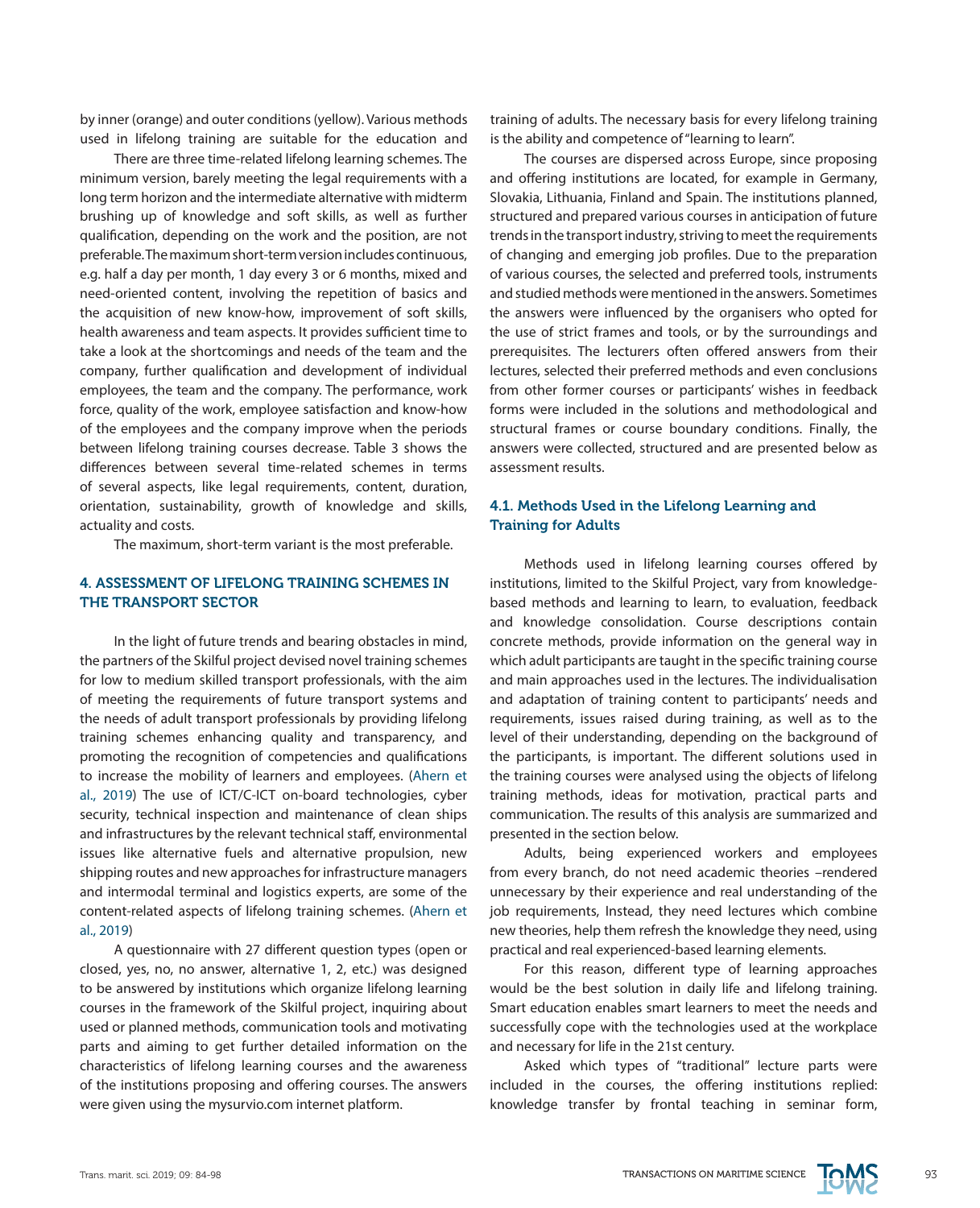by inner (orange) and outer conditions (yellow). Various methods used in lifelong training are suitable for the education and

There are three time-related lifelong learning schemes. The minimum version, barely meeting the legal requirements with a long term horizon and the intermediate alternative with midterm brushing up of knowledge and soft skills, as well as further qualification, depending on the work and the position, are not preferable. The maximum short-term version includes continuous, e.g. half a day per month, 1 day every 3 or 6 months, mixed and need-oriented content, involving the repetition of basics and the acquisition of new know-how, improvement of soft skills, health awareness and team aspects. It provides sufficient time to take a look at the shortcomings and needs of the team and the company, further qualification and development of individual employees, the team and the company. The performance, work force, quality of the work, employee satisfaction and know-how of the employees and the company improve when the periods between lifelong training courses decrease. Table 3 shows the differences between several time-related schemes in terms of several aspects, like legal requirements, content, duration, orientation, sustainability, growth of knowledge and skills, actuality and costs.

The maximum, short-term variant is the most preferable.

## 4. ASSESSMENT OF LIFELONG TRAINING SCHEMES IN THE TRANSPORT SECTOR

In the light of future trends and bearing obstacles in mind, the partners of the Skilful project devised novel training schemes for low to medium skilled transport professionals, with the aim of meeting the requirements of future transport systems and the needs of adult transport professionals by providing lifelong training schemes enhancing quality and transparency, and promoting the recognition of competencies and qualifications to increase the mobility of learners and employees. (Ahern et al., 2019) The use of ICT/C-ICT on-board technologies, cyber security, technical inspection and maintenance of clean ships and infrastructures by the relevant technical staff, environmental issues like alternative fuels and alternative propulsion, new shipping routes and new approaches for infrastructure managers and intermodal terminal and logistics experts, are some of the content-related aspects of lifelong training schemes. (Ahern et al., 2019)

A questionnaire with 27 different question types (open or closed, yes, no, no answer, alternative 1, 2, etc.) was designed to be answered by institutions which organize lifelong learning courses in the framework of the Skilful project, inquiring about used or planned methods, communication tools and motivating parts and aiming to get further detailed information on the characteristics of lifelong learning courses and the awareness of the institutions proposing and offering courses. The answers were given using the mysurvio.com internet platform.

training of adults. The necessary basis for every lifelong training is the ability and competence of "learning to learn".

The courses are dispersed across Europe, since proposing and offering institutions are located, for example in Germany, Slovakia, Lithuania, Finland and Spain. The institutions planned, structured and prepared various courses in anticipation of future trends in the transport industry, striving to meet the requirements of changing and emerging job profiles. Due to the preparation of various courses, the selected and preferred tools, instruments and studied methods were mentioned in the answers. Sometimes the answers were influenced by the organisers who opted for the use of strict frames and tools, or by the surroundings and prerequisites. The lecturers often offered answers from their lectures, selected their preferred methods and even conclusions from other former courses or participants' wishes in feedback forms were included in the solutions and methodological and structural frames or course boundary conditions. Finally, the answers were collected, structured and are presented below as assessment results.

### 4.1. Methods Used in the Lifelong Learning and Training for Adults

Methods used in lifelong learning courses offered by institutions, limited to the Skilful Project, vary from knowledge-based methods and learning to learn, to evaluation, feedback and knowledge consolidation. Course descriptions contain concrete methods, provide information on the general way in which adult participants are taught in the specific training course and main approaches used in the lectures. The individualisation and adaptation of training content to participants' needs and requirements, issues raised during training, as well as to the level of their understanding, depending on the background of the participants, is important. The different solutions used in the training courses were analysed using the objects of lifelong training methods, ideas for motivation, practical parts and communication. The results of this analysis are summarized and presented in the section below.

Adults, being experienced workers and employees from every branch, do not need academic theories –rendered unnecessary by their experience and real understanding of the job requirements, Instead, they need lectures which combine new theories, help them refresh the knowledge they need, using practical and real experienced-based learning elements.

For this reason, different type of learning approaches would be the best solution in daily life and lifelong training. Smart education enables smart learners to meet the needs and successfully cope with the technologies used at the workplace and necessary for life in the 21st century.

Asked which types of "traditional" lecture parts were included in the courses, the offering institutions replied: knowledge transfer by frontal teaching in seminar form,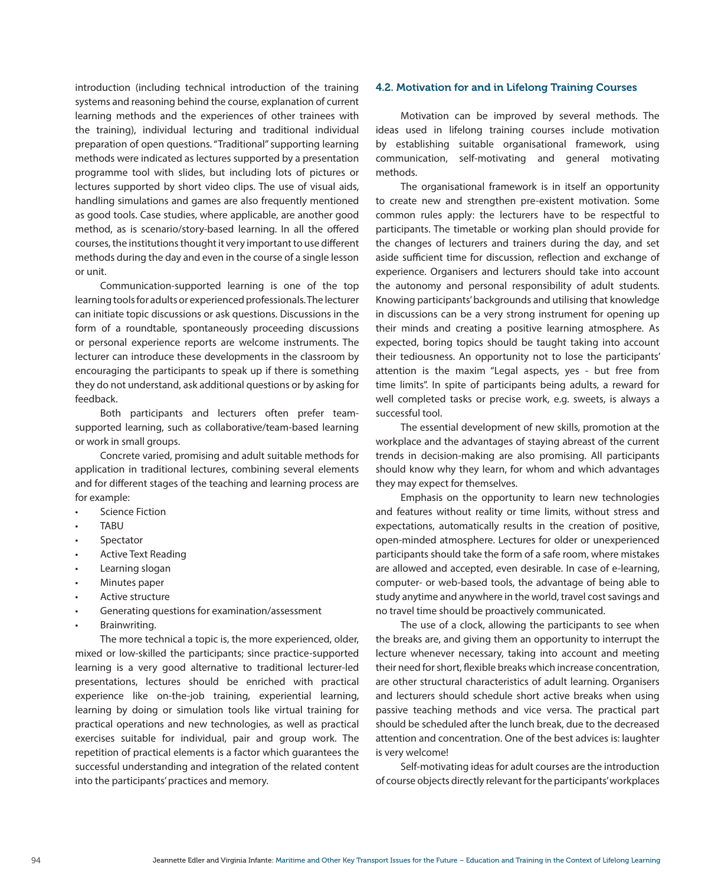introduction (including technical introduction of the training systems and reasoning behind the course, explanation of current learning methods and the experiences of other trainees with the training), individual lecturing and traditional individual preparation of open questions. "Traditional" supporting learning methods were indicated as lectures supported by a presentation programme tool with slides, but including lots of pictures or lectures supported by short video clips. The use of visual aids, handling simulations and games are also frequently mentioned as good tools. Case studies, where applicable, are another good method, as is scenario/story-based learning. In all the offered courses, the institutions thought it very important to use different methods during the day and even in the course of a single lesson or unit.

Communication-supported learning is one of the top learning tools for adults or experienced professionals. The lecturer can initiate topic discussions or ask questions. Discussions in the form of a roundtable, spontaneously proceeding discussions or personal experience reports are welcome instruments. The lecturer can introduce these developments in the classroom by encouraging the participants to speak up if there is something they do not understand, ask additional questions or by asking for feedback.

Both participants and lecturers often prefer team-supported learning, such as collaborative/team-based learning or work in small groups.

Concrete varied, promising and adult suitable methods for application in traditional lectures, combining several elements and for different stages of the teaching and learning process are for example:

- Science Fiction
- TABU
- Spectator
- Active Text Reading
- Learning slogan
- Minutes paper
- Active structure
- Generating questions for examination/assessment
- Brainwriting.

The more technical a topic is, the more experienced, older, mixed or low-skilled the participants; since practice-supported learning is a very good alternative to traditional lecturer-led presentations, lectures should be enriched with practical experience like on-the-job training, experiential learning, learning by doing or simulation tools like virtual training for practical operations and new technologies, as well as practical exercises suitable for individual, pair and group work. The repetition of practical elements is a factor which guarantees the successful understanding and integration of the related content into the participants' practices and memory.

### 4.2. Motivation for and in Lifelong Training Courses

Motivation can be improved by several methods. The ideas used in lifelong training courses include motivation by establishing suitable organisational framework, using communication, self-motivating and general motivating methods.

The organisational framework is in itself an opportunity to create new and strengthen pre-existent motivation. Some common rules apply: the lecturers have to be respectful to participants. The timetable or working plan should provide for the changes of lecturers and trainers during the day, and set aside sufficient time for discussion, reflection and exchange of experience. Organisers and lecturers should take into account the autonomy and personal responsibility of adult students. Knowing participants' backgrounds and utilising that knowledge in discussions can be a very strong instrument for opening up their minds and creating a positive learning atmosphere. As expected, boring topics should be taught taking into account their tediousness. An opportunity not to lose the participants' attention is the maxim "Legal aspects, yes - but free from time limits". In spite of participants being adults, a reward for well completed tasks or precise work, e.g. sweets, is always a successful tool.

The essential development of new skills, promotion at the workplace and the advantages of staying abreast of the current trends in decision-making are also promising. All participants should know why they learn, for whom and which advantages they may expect for themselves.

Emphasis on the opportunity to learn new technologies and features without reality or time limits, without stress and expectations, automatically results in the creation of positive, open-minded atmosphere. Lectures for older or unexperienced participants should take the form of a safe room, where mistakes are allowed and accepted, even desirable. In case of e-learning, computer- or web-based tools, the advantage of being able to study anytime and anywhere in the world, travel cost savings and no travel time should be proactively communicated.

The use of a clock, allowing the participants to see when the breaks are, and giving them an opportunity to interrupt the lecture whenever necessary, taking into account and meeting their need for short, flexible breaks which increase concentration, are other structural characteristics of adult learning. Organisers and lecturers should schedule short active breaks when using passive teaching methods and vice versa. The practical part should be scheduled after the lunch break, due to the decreased attention and concentration. One of the best advices is: laughter is very welcome!

Self-motivating ideas for adult courses are the introduction of course objects directly relevant for the participants' workplaces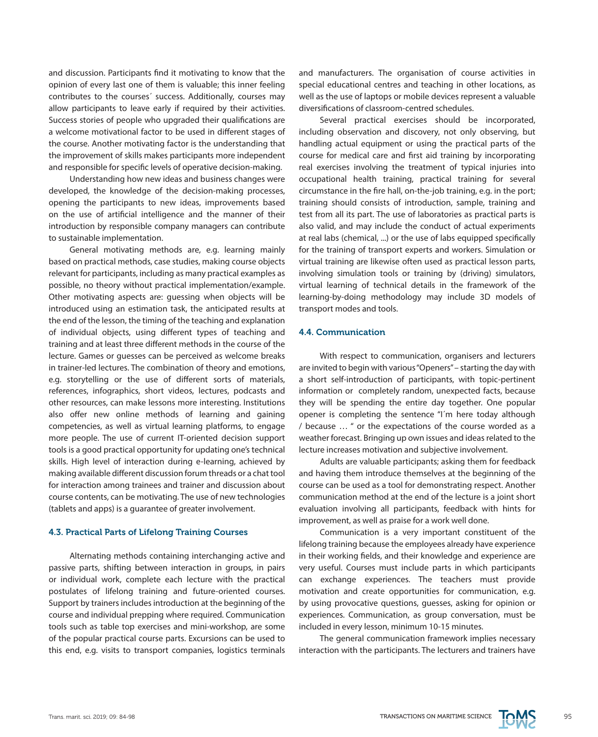and discussion. Participants find it motivating to know that the opinion of every last one of them is valuable; this inner feeling contributes to the courses´ success. Additionally, courses may allow participants to leave early if required by their activities. Success stories of people who upgraded their qualifications are a welcome motivational factor to be used in different stages of the course. Another motivating factor is the understanding that the improvement of skills makes participants more independent and responsible for specific levels of operative decision-making.

Understanding how new ideas and business changes were developed, the knowledge of the decision-making processes, opening the participants to new ideas, improvements based on the use of artificial intelligence and the manner of their introduction by responsible company managers can contribute to sustainable implementation.

General motivating methods are, e.g. learning mainly based on practical methods, case studies, making course objects relevant for participants, including as many practical examples as possible, no theory without practical implementation/example. Other motivating aspects are: guessing when objects will be introduced using an estimation task, the anticipated results at the end of the lesson, the timing of the teaching and explanation of individual objects, using different types of teaching and training and at least three different methods in the course of the lecture. Games or guesses can be perceived as welcome breaks in trainer-led lectures. The combination of theory and emotions, e.g. storytelling or the use of different sorts of materials, references, infographics, short videos, lectures, podcasts and other resources, can make lessons more interesting. Institutions also offer new online methods of learning and gaining competencies, as well as virtual learning platforms, to engage more people. The use of current IT-oriented decision support tools is a good practical opportunity for updating one's technical skills. High level of interaction during e-learning, achieved by making available different discussion forum threads or a chat tool for interaction among trainees and trainer and discussion about course contents, can be motivating. The use of new technologies (tablets and apps) is a guarantee of greater involvement.

### 4.3. Practical Parts of Lifelong Training Courses

Alternating methods containing interchanging active and passive parts, shifting between interaction in groups, in pairs or individual work, complete each lecture with the practical postulates of lifelong training and future-oriented courses. Support by trainers includes introduction at the beginning of the course and individual prepping where required. Communication tools such as table top exercises and mini-workshop, are some of the popular practical course parts. Excursions can be used to this end, e.g. visits to transport companies, logistics terminals and manufacturers. The organisation of course activities in special educational centres and teaching in other locations, as well as the use of laptops or mobile devices represent a valuable diversifications of classroom-centred schedules.

Several practical exercises should be incorporated, including observation and discovery, not only observing, but handling actual equipment or using the practical parts of the course for medical care and first aid training by incorporating real exercises involving the treatment of typical injuries into occupational health training, practical training for several circumstance in the fire hall, on-the-job training, e.g. in the port; training should consists of introduction, sample, training and test from all its part. The use of laboratories as practical parts is also valid, and may include the conduct of actual experiments at real labs (chemical, ...) or the use of labs equipped specifically for the training of transport experts and workers. Simulation or virtual training are likewise often used as practical lesson parts, involving simulation tools or training by (driving) simulators, virtual learning of technical details in the framework of the learning-by-doing methodology may include 3D models of transport modes and tools.

### 4.4. Communication

With respect to communication, organisers and lecturers are invited to begin with various "Openers" – starting the day with a short self-introduction of participants, with topic-pertinent information or completely random, unexpected facts, because they will be spending the entire day together. One popular opener is completing the sentence "I´m here today although / because … " or the expectations of the course worded as a weather forecast. Bringing up own issues and ideas related to the lecture increases motivation and subjective involvement.

Adults are valuable participants; asking them for feedback and having them introduce themselves at the beginning of the course can be used as a tool for demonstrating respect. Another communication method at the end of the lecture is a joint short evaluation involving all participants, feedback with hints for improvement, as well as praise for a work well done.

Communication is a very important constituent of the lifelong training because the employees already have experience in their working fields, and their knowledge and experience are very useful. Courses must include parts in which participants can exchange experiences. The teachers must provide motivation and create opportunities for communication, e.g. by using provocative questions, guesses, asking for opinion or experiences. Communication, as group conversation, must be included in every lesson, minimum 10-15 minutes.

The general communication framework implies necessary interaction with the participants. The lecturers and trainers have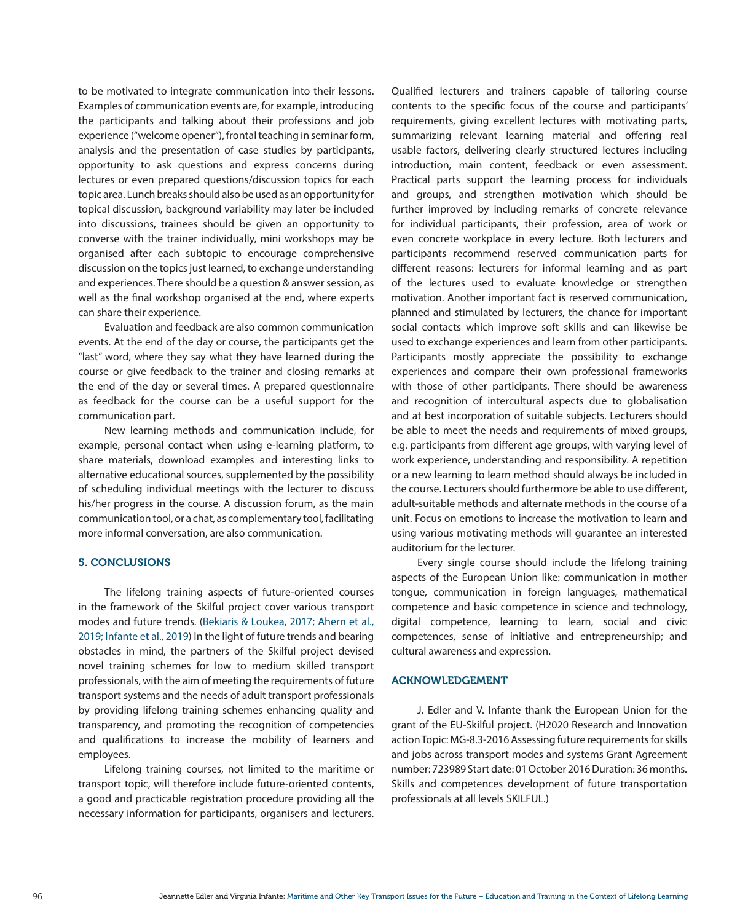to be motivated to integrate communication into their lessons. Examples of communication events are, for example, introducing the participants and talking about their professions and job experience ("welcome opener"), frontal teaching in seminar form, analysis and the presentation of case studies by participants, opportunity to ask questions and express concerns during lectures or even prepared questions/discussion topics for each topic area. Lunch breaks should also be used as an opportunity for topical discussion, background variability may later be included into discussions, trainees should be given an opportunity to converse with the trainer individually, mini workshops may be organised after each subtopic to encourage comprehensive discussion on the topics just learned, to exchange understanding and experiences. There should be a question & answer session, as well as the final workshop organised at the end, where experts can share their experience.

Evaluation and feedback are also common communication events. At the end of the day or course, the participants get the "last" word, where they say what they have learned during the course or give feedback to the trainer and closing remarks at the end of the day or several times. A prepared questionnaire as feedback for the course can be a useful support for the communication part.

New learning methods and communication include, for example, personal contact when using e-learning platform, to share materials, download examples and interesting links to alternative educational sources, supplemented by the possibility of scheduling individual meetings with the lecturer to discuss his/her progress in the course. A discussion forum, as the main communication tool, or a chat, as complementary tool, facilitating more informal conversation, are also communication.

## 5. CONCLUSIONS

The lifelong training aspects of future-oriented courses in the framework of the Skilful project cover various transport modes and future trends. (Bekiaris & Loukea, 2017; Ahern et al., 2019; Infante et al., 2019) In the light of future trends and bearing obstacles in mind, the partners of the Skilful project devised novel training schemes for low to medium skilled transport professionals, with the aim of meeting the requirements of future transport systems and the needs of adult transport professionals by providing lifelong training schemes enhancing quality and transparency, and promoting the recognition of competencies and qualifications to increase the mobility of learners and employees.

Lifelong training courses, not limited to the maritime or transport topic, will therefore include future-oriented contents, a good and practicable registration procedure providing all the necessary information for participants, organisers and lecturers. Qualified lecturers and trainers capable of tailoring course contents to the specific focus of the course and participants' requirements, giving excellent lectures with motivating parts, summarizing relevant learning material and offering real usable factors, delivering clearly structured lectures including introduction, main content, feedback or even assessment. Practical parts support the learning process for individuals and groups, and strengthen motivation which should be further improved by including remarks of concrete relevance for individual participants, their profession, area of work or even concrete workplace in every lecture. Both lecturers and participants recommend reserved communication parts for different reasons: lecturers for informal learning and as part of the lectures used to evaluate knowledge or strengthen motivation. Another important fact is reserved communication, planned and stimulated by lecturers, the chance for important social contacts which improve soft skills and can likewise be used to exchange experiences and learn from other participants. Participants mostly appreciate the possibility to exchange experiences and compare their own professional frameworks with those of other participants. There should be awareness and recognition of intercultural aspects due to globalisation and at best incorporation of suitable subjects. Lecturers should be able to meet the needs and requirements of mixed groups, e.g. participants from different age groups, with varying level of work experience, understanding and responsibility. A repetition or a new learning to learn method should always be included in the course. Lecturers should furthermore be able to use different, adult-suitable methods and alternate methods in the course of a unit. Focus on emotions to increase the motivation to learn and using various motivating methods will guarantee an interested auditorium for the lecturer.

Every single course should include the lifelong training aspects of the European Union like: communication in mother tongue, communication in foreign languages, mathematical competence and basic competence in science and technology, digital competence, learning to learn, social and civic competences, sense of initiative and entrepreneurship; and cultural awareness and expression.

## ACKNOWLEDGEMENT

J. Edler and V. Infante thank the European Union for the grant of the EU-Skilful project. (H2020 Research and Innovation action Topic: MG-8.3-2016 Assessing future requirements for skills and jobs across transport modes and systems Grant Agreement number: 723989 Start date: 01 October 2016 Duration: 36 months. Skills and competences development of future transportation professionals at all levels SKILFUL.)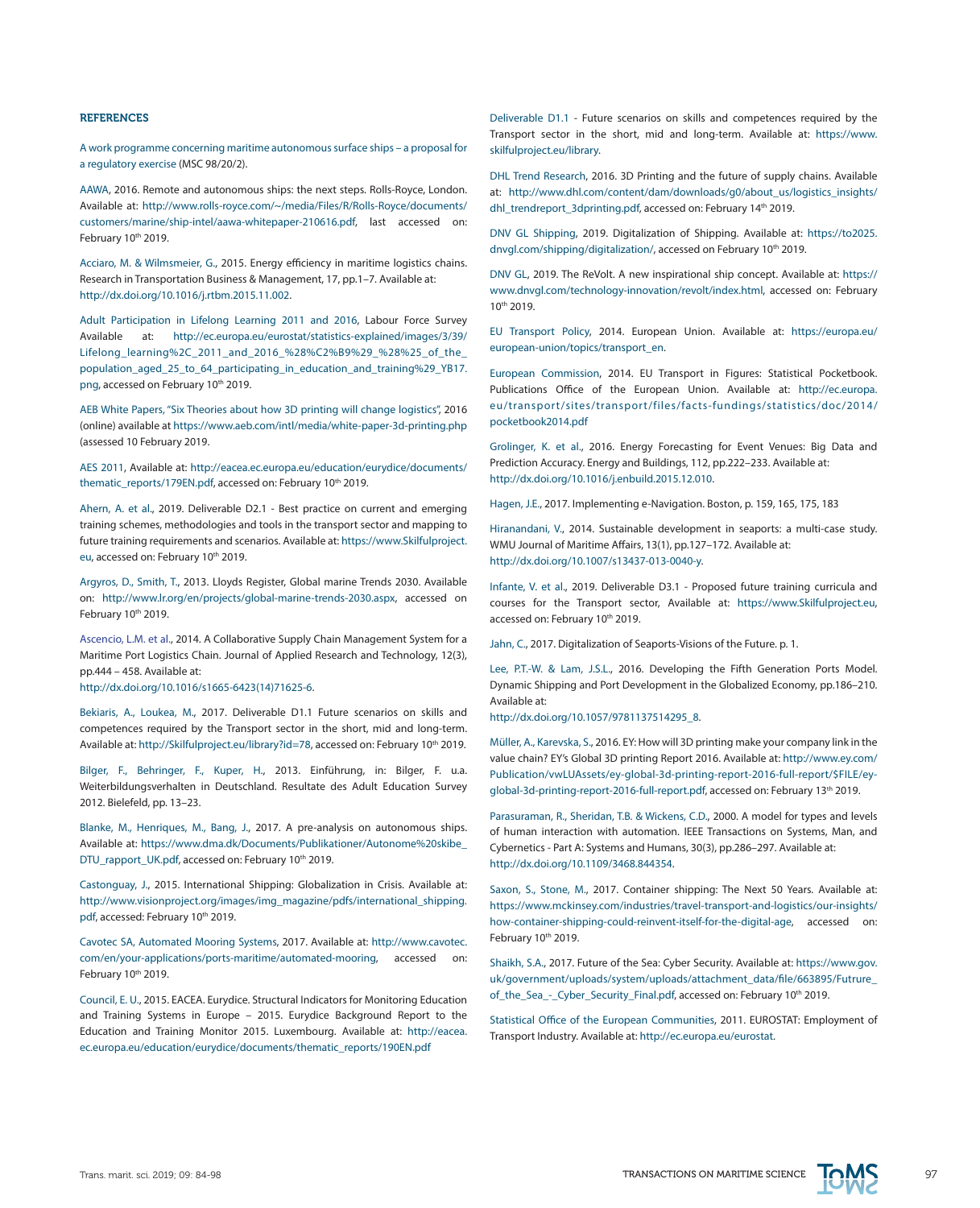## REFERENCES

A work programme concerning maritime autonomous surface ships – a proposal for a regulatory exercise (MSC 98/20/2).

AAWA, 2016. Remote and autonomous ships: the next steps. Rolls-Royce, London. Available at: http://www.rolls-royce.com/~/media/Files/R/Rolls-Royce/documents/customers/marine/ship-intel/aawa-whitepaper-210616.pdf, last accessed on: February 10th 2019.

Acciaro, M. & Wilmsmeier, G., 2015. Energy efficiency in maritime logistics chains. Research in Transportation Business & Management, 17, pp.1–7. Available at: http://dx.doi.org/10.1016/j.rtbm.2015.11.002.

Adult Participation in Lifelong Learning 2011 and 2016, Labour Force Survey Available at: http://ec.europa.eu/eurostat/statistics-explained/images/3/39/Lifelong_learning%2C_2011_and_2016_%28%C2%B9%29_%28%25_of_the_population_aged_25_to_64_participating_in_education_and_training%29_YB17.png, accessed on February 10th 2019.

AEB White Papers, "Six Theories about how 3D printing will change logistics", 2016 (online) available at https://www.aeb.com/intl/media/white-paper-3d-printing.php (assessed 10 February 2019.

AES 2011, Available at: http://eacea.ec.europa.eu/education/eurydice/documents/thematic_reports/179EN.pdf, accessed on: February 10th 2019.

Ahern, A. et al., 2019. Deliverable D2.1 - Best practice on current and emerging training schemes, methodologies and tools in the transport sector and mapping to future training requirements and scenarios. Available at: https://www.Skilfulproject.eu, accessed on: February 10th 2019.

Argyros, D., Smith, T., 2013. Lloyds Register, Global marine Trends 2030. Available on: http://www.lr.org/en/projects/global-marine-trends-2030.aspx, accessed on February 10th 2019.

Ascencio, L.M. et al., 2014. A Collaborative Supply Chain Management System for a Maritime Port Logistics Chain. Journal of Applied Research and Technology, 12(3), pp.444 – 458. Available at:
http://dx.doi.org/10.1016/s1665-6423(14)71625-6.

Bekiaris, A., Loukea, M., 2017. Deliverable D1.1 Future scenarios on skills and competences required by the Transport sector in the short, mid and long-term. Available at: http://Skilfulproject.eu/library?id=78, accessed on: February 10th 2019.

Bilger, F., Behringer, F., Kuper, H., 2013. Einführung, in: Bilger, F. u.a. Weiterbildungsverhalten in Deutschland. Resultate des Adult Education Survey 2012. Bielefeld, pp. 13–23.

Blanke, M., Henriques, M., Bang, J., 2017. A pre-analysis on autonomous ships. Available at: https://www.dma.dk/Documents/Publikationer/Autonome%20skibe_DTU_rapport_UK.pdf, accessed on: February 10th 2019.

Castonguay, J., 2015. International Shipping: Globalization in Crisis. Available at: http://www.visionproject.org/images/img_magazine/pdfs/international_shipping.pdf, accessed: February 10th 2019.

Cavotec SA, Automated Mooring Systems, 2017. Available at: http://www.cavotec.com/en/your-applications/ports-maritime/automated-mooring, accessed on: February 10th 2019.

Council, E. U., 2015. EACEA. Eurydice. Structural Indicators for Monitoring Education and Training Systems in Europe – 2015. Eurydice Background Report to the Education and Training Monitor 2015. Luxembourg. Available at: http://eacea.ec.europa.eu/education/eurydice/documents/thematic_reports/190EN.pdf

Deliverable D1.1 - Future scenarios on skills and competences required by the Transport sector in the short, mid and long-term. Available at: https://www.skilfulproject.eu/library.

DHL Trend Research, 2016. 3D Printing and the future of supply chains. Available at: http://www.dhl.com/content/dam/downloads/g0/about_us/logistics_insights/dhl_trendreport_3dprinting.pdf, accessed on: February 14th 2019.

DNV GL Shipping, 2019. Digitalization of Shipping. Available at: https://to2025.dnvgl.com/shipping/digitalization/, accessed on February 10th 2019.

DNV GL, 2019. The ReVolt. A new inspirational ship concept. Available at: https://www.dnvgl.com/technology-innovation/revolt/index.html, accessed on: February 10th 2019.

EU Transport Policy, 2014. European Union. Available at: https://europa.eu/european-union/topics/transport_en.

European Commission, 2014. EU Transport in Figures: Statistical Pocketbook. Publications Office of the European Union. Available at: http://ec.europa.eu/transport/sites/transport/files/facts-fundings/statistics/doc/2014/pocketbook2014.pdf

Grolinger, K. et al., 2016. Energy Forecasting for Event Venues: Big Data and Prediction Accuracy. Energy and Buildings, 112, pp.222–233. Available at: http://dx.doi.org/10.1016/j.enbuild.2015.12.010.

Hagen, J.E., 2017. Implementing e-Navigation. Boston, p. 159, 165, 175, 183

Hiranandani, V., 2014. Sustainable development in seaports: a multi-case study. WMU Journal of Maritime Affairs, 13(1), pp.127–172. Available at: http://dx.doi.org/10.1007/s13437-013-0040-y.

Infante, V. et al., 2019. Deliverable D3.1 - Proposed future training curricula and courses for the Transport sector, Available at: https://www.Skilfulproject.eu, accessed on: February 10th 2019.

Jahn, C., 2017. Digitalization of Seaports-Visions of the Future. p. 1.

Lee, P.T.-W. & Lam, J.S.L., 2016. Developing the Fifth Generation Ports Model. Dynamic Shipping and Port Development in the Globalized Economy, pp.186–210. Available at:
http://dx.doi.org/10.1057/9781137514295_8.

Müller, A., Karevska, S., 2016. EY: How will 3D printing make your company link in the value chain? EY's Global 3D printing Report 2016. Available at: http://www.ey.com/Publication/vwLUAssets/ey-global-3d-printing-report-2016-full-report/$FILE/ey-global-3d-printing-report-2016-full-report.pdf, accessed on: February 13th 2019.

Parasuraman, R., Sheridan, T.B. & Wickens, C.D., 2000. A model for types and levels of human interaction with automation. IEEE Transactions on Systems, Man, and Cybernetics - Part A: Systems and Humans, 30(3), pp.286–297. Available at: http://dx.doi.org/10.1109/3468.844354.

Saxon, S., Stone, M., 2017. Container shipping: The Next 50 Years. Available at: https://www.mckinsey.com/industries/travel-transport-and-logistics/our-insights/how-container-shipping-could-reinvent-itself-for-the-digital-age, accessed on: February 10th 2019.

Shaikh, S.A., 2017. Future of the Sea: Cyber Security. Available at: https://www.gov.uk/government/uploads/system/uploads/attachment_data/file/663895/Futrure_of_the_Sea_-_Cyber_Security_Final.pdf, accessed on: February 10th 2019.

Statistical Office of the European Communities, 2011. EUROSTAT: Employment of Transport Industry. Available at: http://ec.europa.eu/eurostat.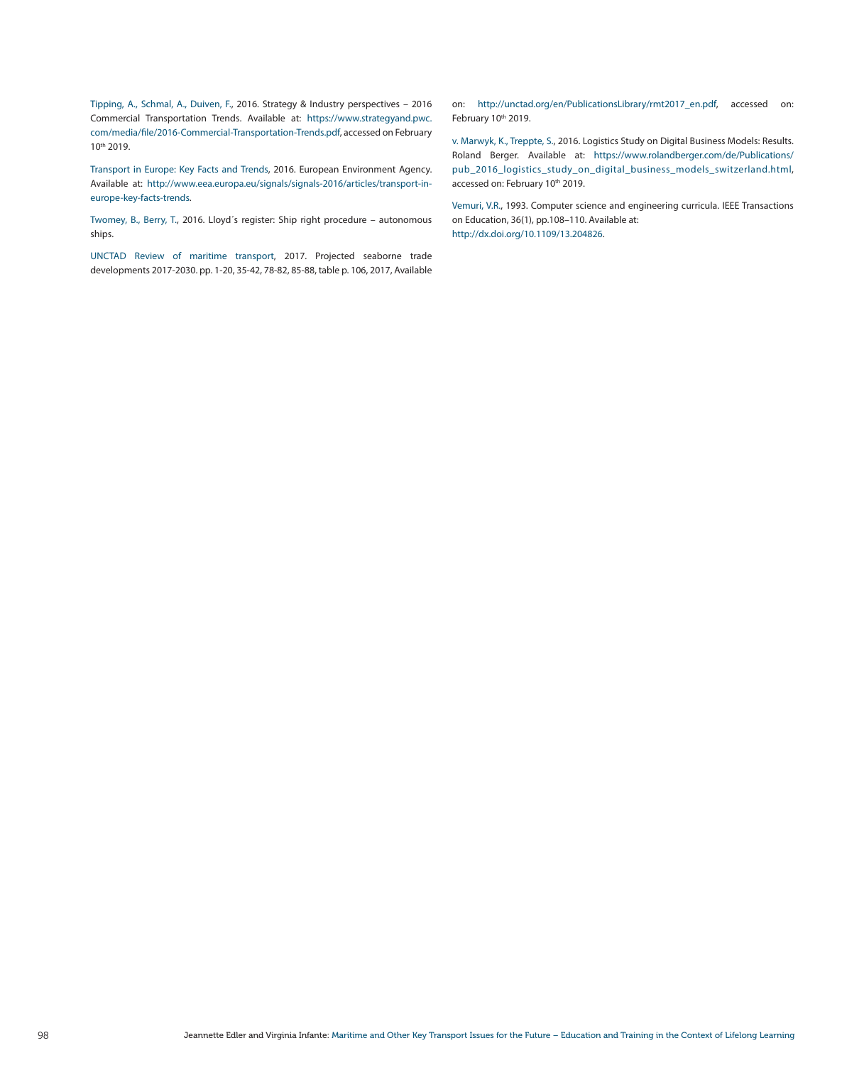Tipping, A., Schmal, A., Duiven, F., 2016. Strategy & Industry perspectives – 2016 Commercial Transportation Trends. Available at: https://www.strategyand.pwc.com/media/file/2016-Commercial-Transportation-Trends.pdf, accessed on February 10th 2019.

Transport in Europe: Key Facts and Trends, 2016. European Environment Agency. Available at: http://www.eea.europa.eu/signals/signals-2016/articles/transport-in-europe-key-facts-trends.

Twomey, B., Berry, T., 2016. Lloyd´s register: Ship right procedure – autonomous ships.

UNCTAD Review of maritime transport, 2017. Projected seaborne trade developments 2017-2030. pp. 1-20, 35-42, 78-82, 85-88, table p. 106, 2017, Available on: http://unctad.org/en/PublicationsLibrary/rmt2017_en.pdf, accessed on: February 10th 2019.

v. Marwyk, K., Treppte, S., 2016. Logistics Study on Digital Business Models: Results. Roland Berger. Available at: https://www.rolandberger.com/de/Publications/pub_2016_logistics_study_on_digital_business_models_switzerland.html, accessed on: February 10th 2019.

Vemuri, V.R., 1993. Computer science and engineering curricula. IEEE Transactions on Education, 36(1), pp.108–110. Available at: http://dx.doi.org/10.1109/13.204826.